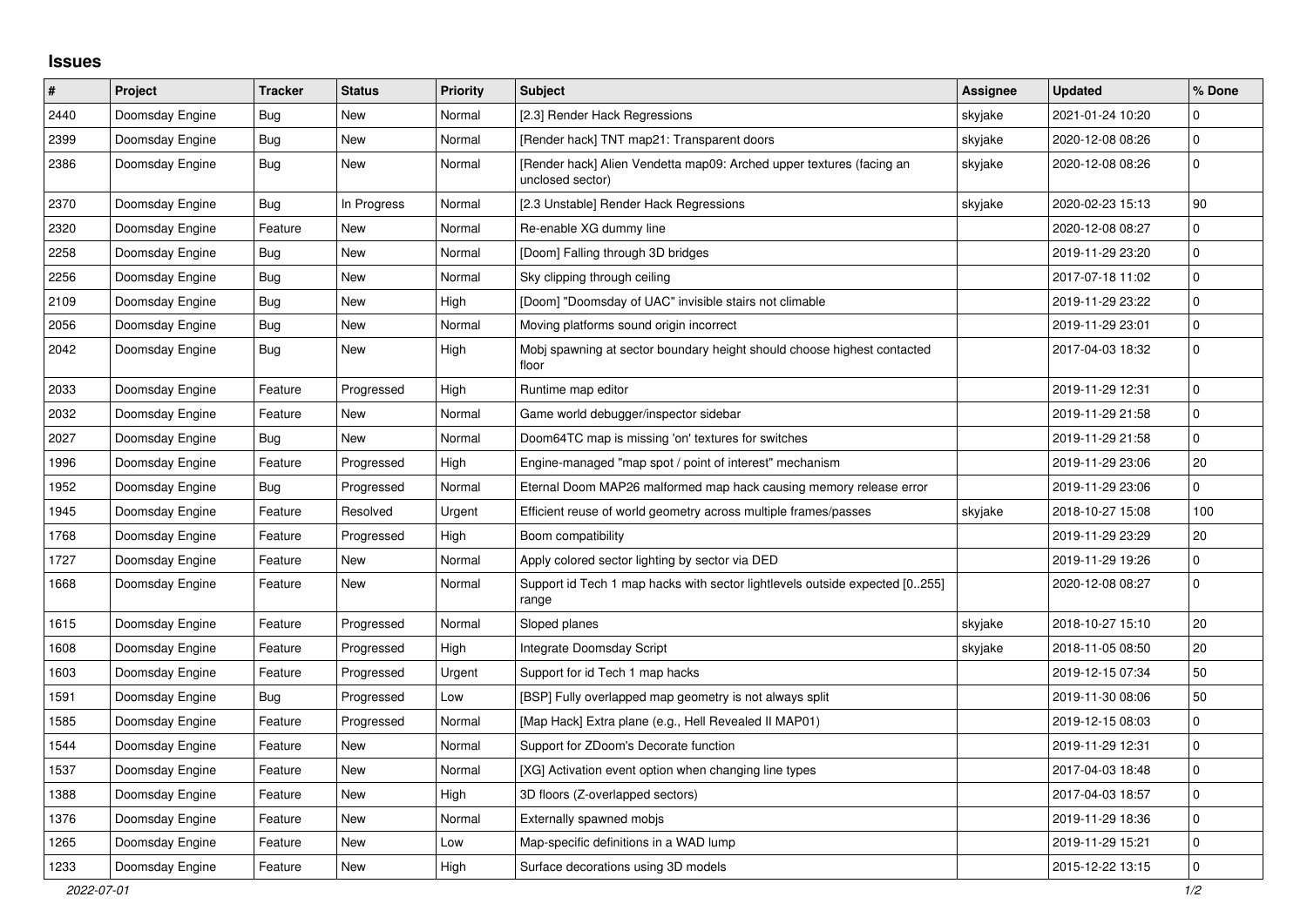# Issues

| # | Project | Tracker | Status | Priority | Subject | Assignee | Updated | % Done |
|---|---|---|---|---|---|---|---|---|
| 2440 | Doomsday Engine | Bug | New | Normal | [2.3] Render Hack Regressions | skyjake | 2021-01-24 10:20 | 0 |
| 2399 | Doomsday Engine | Bug | New | Normal | [Render hack] TNT map21: Transparent doors | skyjake | 2020-12-08 08:26 | 0 |
| 2386 | Doomsday Engine | Bug | New | Normal | [Render hack] Alien Vendetta map09: Arched upper textures (facing an unclosed sector) | skyjake | 2020-12-08 08:26 | 0 |
| 2370 | Doomsday Engine | Bug | In Progress | Normal | [2.3 Unstable] Render Hack Regressions | skyjake | 2020-02-23 15:13 | 90 |
| 2320 | Doomsday Engine | Feature | New | Normal | Re-enable XG dummy line | | 2020-12-08 08:27 | 0 |
| 2258 | Doomsday Engine | Bug | New | Normal | [Doom] Falling through 3D bridges | | 2019-11-29 23:20 | 0 |
| 2256 | Doomsday Engine | Bug | New | Normal | Sky clipping through ceiling | | 2017-07-18 11:02 | 0 |
| 2109 | Doomsday Engine | Bug | New | High | [Doom] "Doomsday of UAC" invisible stairs not climable | | 2019-11-29 23:22 | 0 |
| 2056 | Doomsday Engine | Bug | New | Normal | Moving platforms sound origin incorrect | | 2019-11-29 23:01 | 0 |
| 2042 | Doomsday Engine | Bug | New | High | Mobj spawning at sector boundary height should choose highest contacted floor | | 2017-04-03 18:32 | 0 |
| 2033 | Doomsday Engine | Feature | Progressed | High | Runtime map editor | | 2019-11-29 12:31 | 0 |
| 2032 | Doomsday Engine | Feature | New | Normal | Game world debugger/inspector sidebar | | 2019-11-29 21:58 | 0 |
| 2027 | Doomsday Engine | Bug | New | Normal | Doom64TC map is missing 'on' textures for switches | | 2019-11-29 21:58 | 0 |
| 1996 | Doomsday Engine | Feature | Progressed | High | Engine-managed "map spot / point of interest" mechanism | | 2019-11-29 23:06 | 20 |
| 1952 | Doomsday Engine | Bug | Progressed | Normal | Eternal Doom MAP26 malformed map hack causing memory release error | | 2019-11-29 23:06 | 0 |
| 1945 | Doomsday Engine | Feature | Resolved | Urgent | Efficient reuse of world geometry across multiple frames/passes | skyjake | 2018-10-27 15:08 | 100 |
| 1768 | Doomsday Engine | Feature | Progressed | High | Boom compatibility | | 2019-11-29 23:29 | 20 |
| 1727 | Doomsday Engine | Feature | New | Normal | Apply colored sector lighting by sector via DED | | 2019-11-29 19:26 | 0 |
| 1668 | Doomsday Engine | Feature | New | Normal | Support id Tech 1 map hacks with sector lightlevels outside expected [0..255] range | | 2020-12-08 08:27 | 0 |
| 1615 | Doomsday Engine | Feature | Progressed | Normal | Sloped planes | skyjake | 2018-10-27 15:10 | 20 |
| 1608 | Doomsday Engine | Feature | Progressed | High | Integrate Doomsday Script | skyjake | 2018-11-05 08:50 | 20 |
| 1603 | Doomsday Engine | Feature | Progressed | Urgent | Support for id Tech 1 map hacks | | 2019-12-15 07:34 | 50 |
| 1591 | Doomsday Engine | Bug | Progressed | Low | [BSP] Fully overlapped map geometry is not always split | | 2019-11-30 08:06 | 50 |
| 1585 | Doomsday Engine | Feature | Progressed | Normal | [Map Hack] Extra plane (e.g., Hell Revealed II MAP01) | | 2019-12-15 08:03 | 0 |
| 1544 | Doomsday Engine | Feature | New | Normal | Support for ZDoom's Decorate function | | 2019-11-29 12:31 | 0 |
| 1537 | Doomsday Engine | Feature | New | Normal | [XG] Activation event option when changing line types | | 2017-04-03 18:48 | 0 |
| 1388 | Doomsday Engine | Feature | New | High | 3D floors (Z-overlapped sectors) | | 2017-04-03 18:57 | 0 |
| 1376 | Doomsday Engine | Feature | New | Normal | Externally spawned mobjs | | 2019-11-29 18:36 | 0 |
| 1265 | Doomsday Engine | Feature | New | Low | Map-specific definitions in a WAD lump | | 2019-11-29 15:21 | 0 |
| 1233 | Doomsday Engine | Feature | New | High | Surface decorations using 3D models | | 2015-12-22 13:15 | 0 |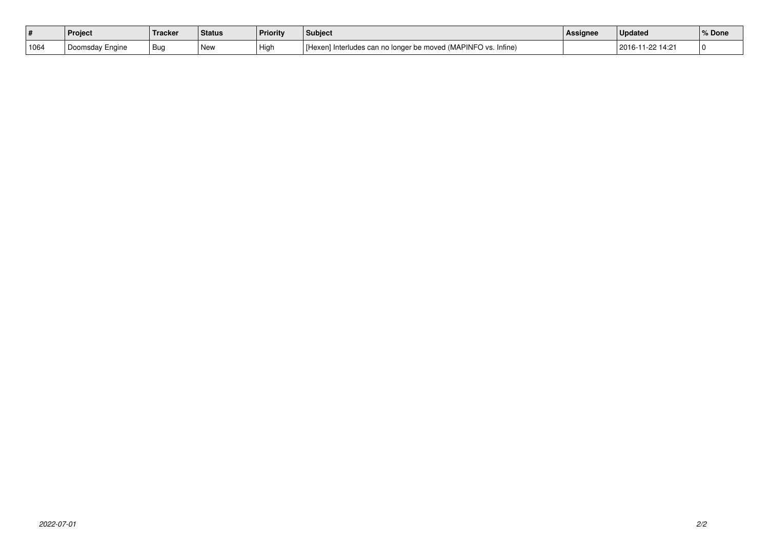| # | Project | Tracker | Status | Priority | Subject | Assignee | Updated | % Done |
|---|---|---|---|---|---|---|---|---|
| 1064 | Doomsday Engine | Bug | New | High | [Hexen] Interludes can no longer be moved (MAPINFO vs. Infine) | | 2016-11-22 14:21 | 0 |